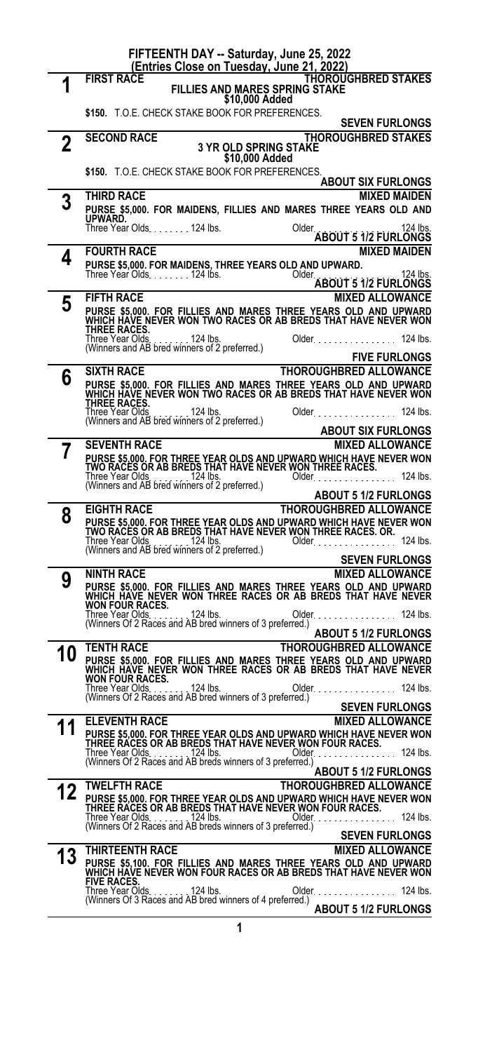# FIFTEENTH DAY -- Saturday, June 25, 2022

**(Entries Close on Tuesday, June 21, 2022)**

## 1 FIRST RACE — THOROUGHBRED STAKES

**FILLIES AND MARES SPRING STAKE**
**$10,000 Added**

**$150.** T.O.E. CHECK STAKE BOOK FOR PREFERENCES.

**SEVEN FURLONGS**

## 2 SECOND RACE — THOROUGHBRED STAKES

**3 YR OLD SPRING STAKE**
**$10,000 Added**

**$150.** T.O.E. CHECK STAKE BOOK FOR PREFERENCES.

**ABOUT SIX FURLONGS**

## 3 THIRD RACE — MIXED MAIDEN

**PURSE $5,000. FOR MAIDENS, FILLIES AND MARES THREE YEARS OLD AND UPWARD.**

Three Year Olds. . . . . . . 124 lbs. Older. . . . . . . . . . . . . . . 124 lbs.

**ABOUT 5 1/2 FURLONGS**

## 4 FOURTH RACE — MIXED MAIDEN

**PURSE $5,000. FOR MAIDENS, THREE YEARS OLD AND UPWARD.**

Three Year Olds. . . . . . . 124 lbs. Older. . . . . . . . . . . . . . . 124 lbs.

**ABOUT 5 1/2 FURLONGS**

## 5 FIFTH RACE — MIXED ALLOWANCE

**PURSE $5,000. FOR FILLIES AND MARES THREE YEARS OLD AND UPWARD WHICH HAVE NEVER WON TWO RACES OR AB BREDS THAT HAVE NEVER WON THREE RACES.**

Three Year Olds. . . . . . . 124 lbs. Older. . . . . . . . . . . . . . . 124 lbs.
(Winners and AB bred winners of 2 preferred.)

**FIVE FURLONGS**

## 6 SIXTH RACE — THOROUGHBRED ALLOWANCE

**PURSE $5,000. FOR FILLIES AND MARES THREE YEARS OLD AND UPWARD WHICH HAVE NEVER WON TWO RACES OR AB BREDS THAT HAVE NEVER WON THREE RACES.**

Three Year Olds . . . . . . . 124 lbs. Older. . . . . . . . . . . . . . . 124 lbs.
(Winners and AB bred winners of 2 preferred.)

**ABOUT SIX FURLONGS**

## 7 SEVENTH RACE — MIXED ALLOWANCE

**PURSE $5,000. FOR THREE YEAR OLDS AND UPWARD WHICH HAVE NEVER WON TWO RACES OR AB BREDS THAT HAVE NEVER WON THREE RACES.**

Three Year Olds . . . . . . . 124 lbs. Older. . . . . . . . . . . . . . . 124 lbs.
(Winners and AB bred winners of 2 preferred.)

**ABOUT 5 1/2 FURLONGS**

## 8 EIGHTH RACE — THOROUGHBRED ALLOWANCE

**PURSE $5,000. FOR THREE YEAR OLDS AND UPWARD WHICH HAVE NEVER WON TWO RACES OR AB BREDS THAT HAVE NEVER WON THREE RACES. OR.**

Three Year Olds . . . . . . . 124 lbs. Older. . . . . . . . . . . . . . . 124 lbs.
(Winners and AB bred winners of 2 preferred.)

**SEVEN FURLONGS**

## 9 NINTH RACE — MIXED ALLOWANCE

**PURSE $5,000. FOR FILLIES AND MARES THREE YEARS OLD AND UPWARD WHICH HAVE NEVER WON THREE RACES OR AB BREDS THAT HAVE NEVER WON FOUR RACES.**

Three Year Olds. . . . . . . 124 lbs. Older. . . . . . . . . . . . . . . 124 lbs.
(Winners Of 2 Races and AB bred winners of 3 preferred.)

**ABOUT 5 1/2 FURLONGS**

## 10 TENTH RACE — THOROUGHBRED ALLOWANCE

**PURSE $5,000. FOR FILLIES AND MARES THREE YEARS OLD AND UPWARD WHICH HAVE NEVER WON THREE RACES OR AB BREDS THAT HAVE NEVER WON FOUR RACES.**

Three Year Olds. . . . . . . 124 lbs. Older. . . . . . . . . . . . . . . 124 lbs.
(Winners Of 2 Races and AB bred winners of 3 preferred.)

**SEVEN FURLONGS**

## 11 ELEVENTH RACE — MIXED ALLOWANCE

**PURSE $5,000. FOR THREE YEAR OLDS AND UPWARD WHICH HAVE NEVER WON THREE RACES OR AB BREDS THAT HAVE NEVER WON FOUR RACES.**

Three Year Olds. . . . . . . 124 lbs. Older. . . . . . . . . . . . . . . 124 lbs.
(Winners Of 2 Races and AB breds winners of 3 preferred.)

**ABOUT 5 1/2 FURLONGS**

## 12 TWELFTH RACE — THOROUGHBRED ALLOWANCE

**PURSE $5,000. FOR THREE YEAR OLDS AND UPWARD WHICH HAVE NEVER WON THREE RACES OR AB BREDS THAT HAVE NEVER WON FOUR RACES.**

Three Year Olds. . . . . . . 124 lbs. Older. . . . . . . . . . . . . . . 124 lbs.
(Winners Of 2 Races and AB breds winners of 3 preferred.)

**SEVEN FURLONGS**

## 13 THIRTEENTH RACE — MIXED ALLOWANCE

**PURSE $5,100. FOR FILLIES AND MARES THREE YEARS OLD AND UPWARD WHICH HAVE NEVER WON FOUR RACES OR AB BREDS THAT HAVE NEVER WON FIVE RACES.**

Three Year Olds. . . . . . . 124 lbs. Older. . . . . . . . . . . . . . . 124 lbs.
(Winners Of 3 Races and AB bred winners of 4 preferred.)

**ABOUT 5 1/2 FURLONGS**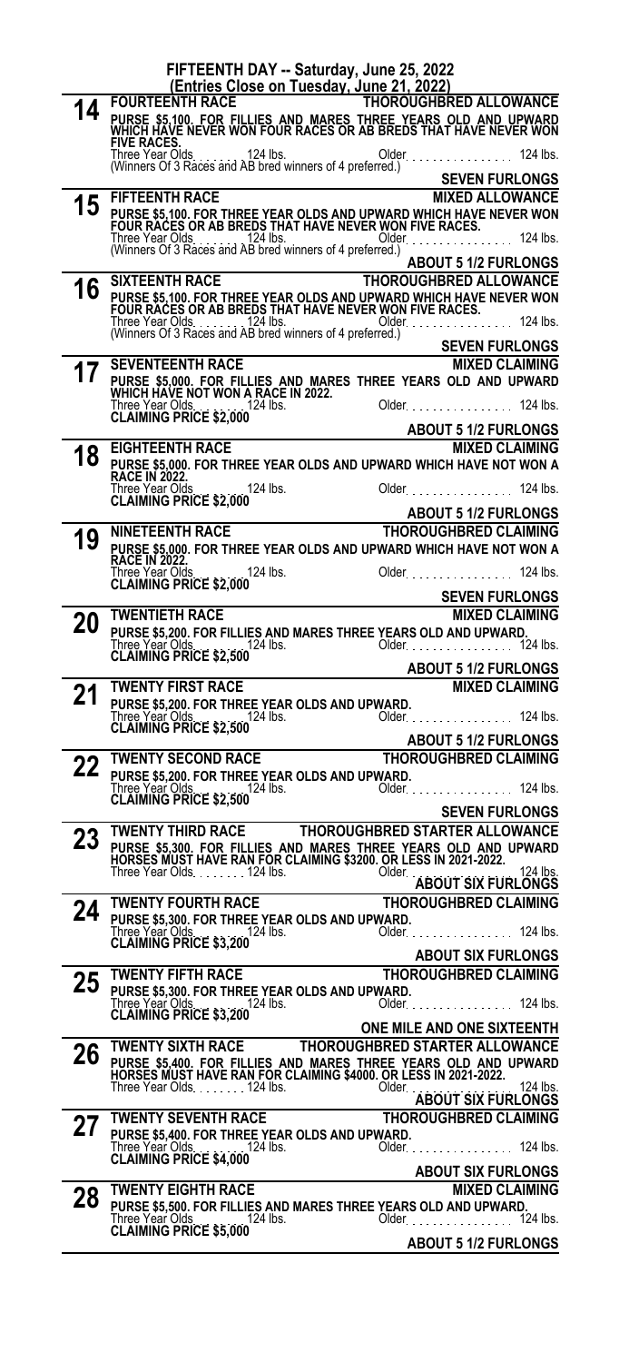## FIFTEENTH DAY -- Saturday, June 25, 2022

**(Entries Close on Tuesday, June 21, 2022)**

### 14 FOURTEENTH RACE — THOROUGHBRED ALLOWANCE

**PURSE $5,100. FOR FILLIES AND MARES THREE YEARS OLD AND UPWARD WHICH HAVE NEVER WON FOUR RACES OR AB BREDS THAT HAVE NEVER WON FIVE RACES.**

Three Year Olds . . . . . . . 124 lbs. Older . . . . . . . . . . . . . . . . 124 lbs.
(Winners Of 3 Races and AB bred winners of 4 preferred.)

**SEVEN FURLONGS**

### 15 FIFTEENTH RACE — MIXED ALLOWANCE

**PURSE $5,100. FOR THREE YEAR OLDS AND UPWARD WHICH HAVE NEVER WON FOUR RACES OR AB BREDS THAT HAVE NEVER WON FIVE RACES.**

Three Year Olds . . . . . . . 124 lbs. Older . . . . . . . . . . . . . . . . 124 lbs.
(Winners Of 3 Races and AB bred winners of 4 preferred.)

**ABOUT 5 1/2 FURLONGS**

### 16 SIXTEENTH RACE — THOROUGHBRED ALLOWANCE

**PURSE $5,100. FOR THREE YEAR OLDS AND UPWARD WHICH HAVE NEVER WON FOUR RACES OR AB BREDS THAT HAVE NEVER WON FIVE RACES.**

Three Year Olds . . . . . . . 124 lbs. Older . . . . . . . . . . . . . . . . 124 lbs.
(Winners Of 3 Races and AB bred winners of 4 preferred.)

**SEVEN FURLONGS**

### 17 SEVENTEENTH RACE — MIXED CLAIMING

**PURSE $5,000. FOR FILLIES AND MARES THREE YEARS OLD AND UPWARD WHICH HAVE NOT WON A RACE IN 2022.**

Three Year Olds . . . . . . . 124 lbs. Older . . . . . . . . . . . . . . . . 124 lbs.
**CLAIMING PRICE $2,000**

**ABOUT 5 1/2 FURLONGS**

### 18 EIGHTEENTH RACE — MIXED CLAIMING

**PURSE $5,000. FOR THREE YEAR OLDS AND UPWARD WHICH HAVE NOT WON A RACE IN 2022.**

Three Year Olds . . . . . . . 124 lbs. Older . . . . . . . . . . . . . . . . 124 lbs.
**CLAIMING PRICE $2,000**

**ABOUT 5 1/2 FURLONGS**

### 19 NINETEENTH RACE — THOROUGHBRED CLAIMING

**PURSE $5,000. FOR THREE YEAR OLDS AND UPWARD WHICH HAVE NOT WON A RACE IN 2022.**

Three Year Olds . . . . . . . 124 lbs. Older . . . . . . . . . . . . . . . . 124 lbs.
**CLAIMING PRICE $2,000**

**SEVEN FURLONGS**

### 20 TWENTIETH RACE — MIXED CLAIMING

**PURSE $5,200. FOR FILLIES AND MARES THREE YEARS OLD AND UPWARD.**

Three Year Olds . . . . . . . 124 lbs. Older . . . . . . . . . . . . . . . . 124 lbs.
**CLAIMING PRICE $2,500**

**ABOUT 5 1/2 FURLONGS**

### 21 TWENTY FIRST RACE — MIXED CLAIMING

**PURSE $5,200. FOR THREE YEAR OLDS AND UPWARD.**

Three Year Olds . . . . . . . 124 lbs. Older . . . . . . . . . . . . . . . . 124 lbs.
**CLAIMING PRICE $2,500**

**ABOUT 5 1/2 FURLONGS**

### 22 TWENTY SECOND RACE — THOROUGHBRED CLAIMING

**PURSE $5,200. FOR THREE YEAR OLDS AND UPWARD.**

Three Year Olds . . . . . . . 124 lbs. Older . . . . . . . . . . . . . . . . 124 lbs.
**CLAIMING PRICE $2,500**

**SEVEN FURLONGS**

### 23 TWENTY THIRD RACE — THOROUGHBRED STARTER ALLOWANCE

**PURSE $5,300. FOR FILLIES AND MARES THREE YEARS OLD AND UPWARD HORSES MUST HAVE RAN FOR CLAIMING $3200. OR LESS IN 2021-2022.**

Three Year Olds . . . . . . . 124 lbs. Older . . . . . . . . . . . . . . . . 124 lbs.

**ABOUT SIX FURLONGS**

### 24 TWENTY FOURTH RACE — THOROUGHBRED CLAIMING

**PURSE $5,300. FOR THREE YEAR OLDS AND UPWARD.**

Three Year Olds . . . . . . . 124 lbs. Older . . . . . . . . . . . . . . . . 124 lbs.
**CLAIMING PRICE $3,200**

**ABOUT SIX FURLONGS**

### 25 TWENTY FIFTH RACE — THOROUGHBRED CLAIMING

**PURSE $5,300. FOR THREE YEAR OLDS AND UPWARD.**

Three Year Olds . . . . . . . 124 lbs. Older . . . . . . . . . . . . . . . . 124 lbs.
**CLAIMING PRICE $3,200**

**ONE MILE AND ONE SIXTEENTH**

### 26 TWENTY SIXTH RACE — THOROUGHBRED STARTER ALLOWANCE

**PURSE $5,400. FOR FILLIES AND MARES THREE YEARS OLD AND UPWARD HORSES MUST HAVE RAN FOR CLAIMING $4000. OR LESS IN 2021-2022.**

Three Year Olds . . . . . . . 124 lbs. Older . . . . . . . . . . . . . . . . 124 lbs.

**ABOUT SIX FURLONGS**

### 27 TWENTY SEVENTH RACE — THOROUGHBRED CLAIMING

**PURSE $5,400. FOR THREE YEAR OLDS AND UPWARD.**

Three Year Olds . . . . . . . 124 lbs. Older . . . . . . . . . . . . . . . . 124 lbs.
**CLAIMING PRICE $4,000**

**ABOUT SIX FURLONGS**

### 28 TWENTY EIGHTH RACE — MIXED CLAIMING

**PURSE $5,500. FOR FILLIES AND MARES THREE YEARS OLD AND UPWARD.**

Three Year Olds . . . . . . . 124 lbs. Older . . . . . . . . . . . . . . . . 124 lbs.
**CLAIMING PRICE $5,000**

**ABOUT 5 1/2 FURLONGS**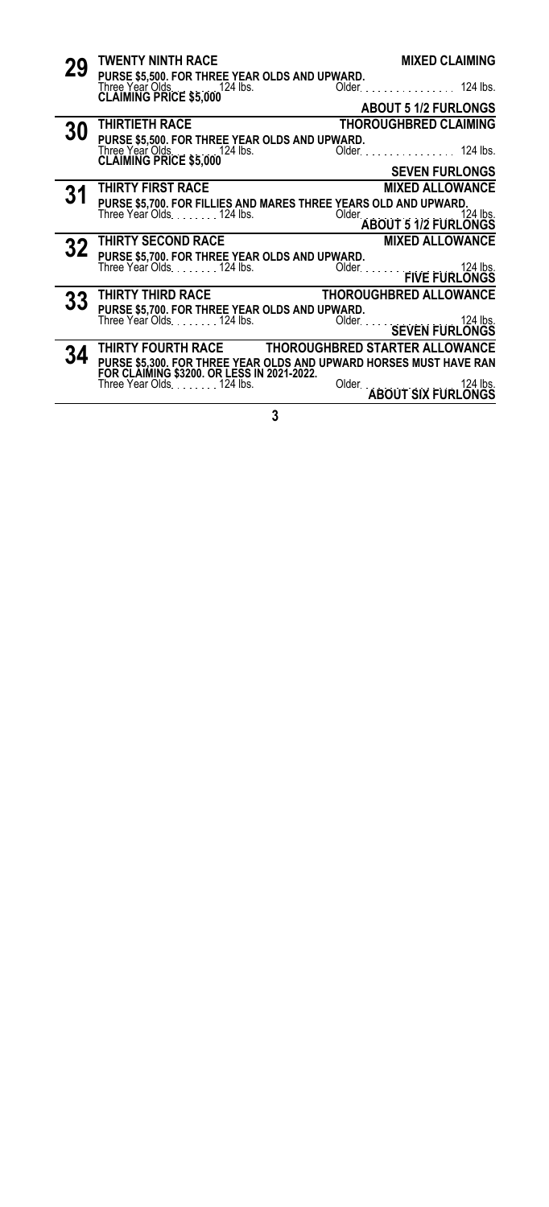## 29 TWENTY NINTH RACE — MIXED CLAIMING

**PURSE $5,500. FOR THREE YEAR OLDS AND UPWARD.**

Three Year Olds. . . . . . . . 124 lbs. Older. . . . . . . . . . . . . . . 124 lbs.

**CLAIMING PRICE $5,000**

**ABOUT 5 1/2 FURLONGS**

## 30 THIRTIETH RACE — THOROUGHBRED CLAIMING

**PURSE $5,500. FOR THREE YEAR OLDS AND UPWARD.**

Three Year Olds. . . . . . . . 124 lbs. Older. . . . . . . . . . . . . . . 124 lbs.

**CLAIMING PRICE $5,000**

**SEVEN FURLONGS**

## 31 THIRTY FIRST RACE — MIXED ALLOWANCE

**PURSE $5,700. FOR FILLIES AND MARES THREE YEARS OLD AND UPWARD.**

Three Year Olds. . . . . . . . 124 lbs. Older. . . . . . . . . . . . . . . 124 lbs.

**ABOUT 5 1/2 FURLONGS**

## 32 THIRTY SECOND RACE — MIXED ALLOWANCE

**PURSE $5,700. FOR THREE YEAR OLDS AND UPWARD.**

Three Year Olds. . . . . . . . 124 lbs. Older. . . . . . . . . . . . . . . 124 lbs.

**FIVE FURLONGS**

## 33 THIRTY THIRD RACE — THOROUGHBRED ALLOWANCE

**PURSE $5,700. FOR THREE YEAR OLDS AND UPWARD.**

Three Year Olds. . . . . . . . 124 lbs. Older. . . . . . . . . . . . . . . 124 lbs.

**SEVEN FURLONGS**

## 34 THIRTY FOURTH RACE — THOROUGHBRED STARTER ALLOWANCE

**PURSE $5,300. FOR THREE YEAR OLDS AND UPWARD HORSES MUST HAVE RAN FOR CLAIMING $3200. OR LESS IN 2021-2022.**

Three Year Olds. . . . . . . . 124 lbs. Older. . . . . . . . . . . . . . . 124 lbs.

**ABOUT SIX FURLONGS**